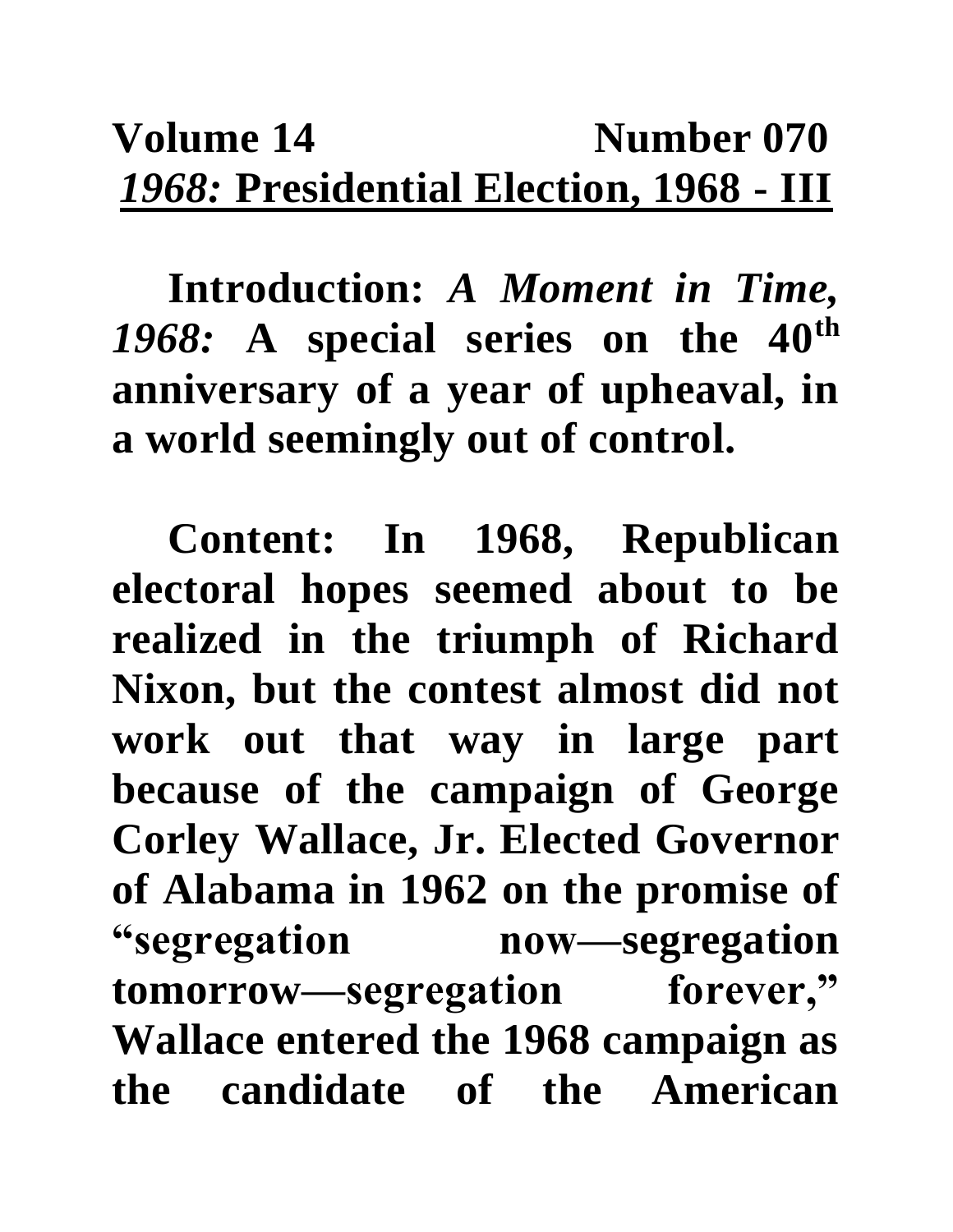**Volume 14 Number 070**

## *1968:* Presidential Election, 1968 - III

**Introduction:** ***A Moment in Time, 1968:*** **A special series on the 40th anniversary of a year of upheaval, in a world seemingly out of control.**

**Content: In 1968, Republican electoral hopes seemed about to be realized in the triumph of Richard Nixon, but the contest almost did not work out that way in large part because of the campaign of George Corley Wallace, Jr. Elected Governor of Alabama in 1962 on the promise of "segregation now—segregation tomorrow—segregation forever," Wallace entered the 1968 campaign as the candidate of the American**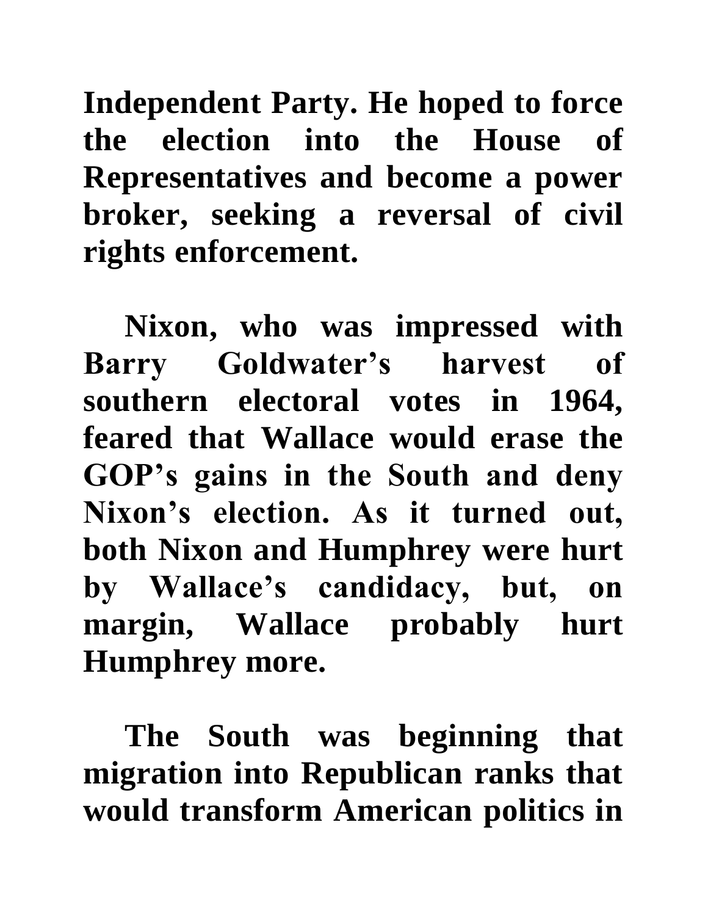Independent Party. He hoped to force the election into the House of Representatives and become a power broker, seeking a reversal of civil rights enforcement.

Nixon, who was impressed with Barry Goldwater's harvest of southern electoral votes in 1964, feared that Wallace would erase the GOP's gains in the South and deny Nixon's election. As it turned out, both Nixon and Humphrey were hurt by Wallace's candidacy, but, on margin, Wallace probably hurt Humphrey more.

The South was beginning that migration into Republican ranks that would transform American politics in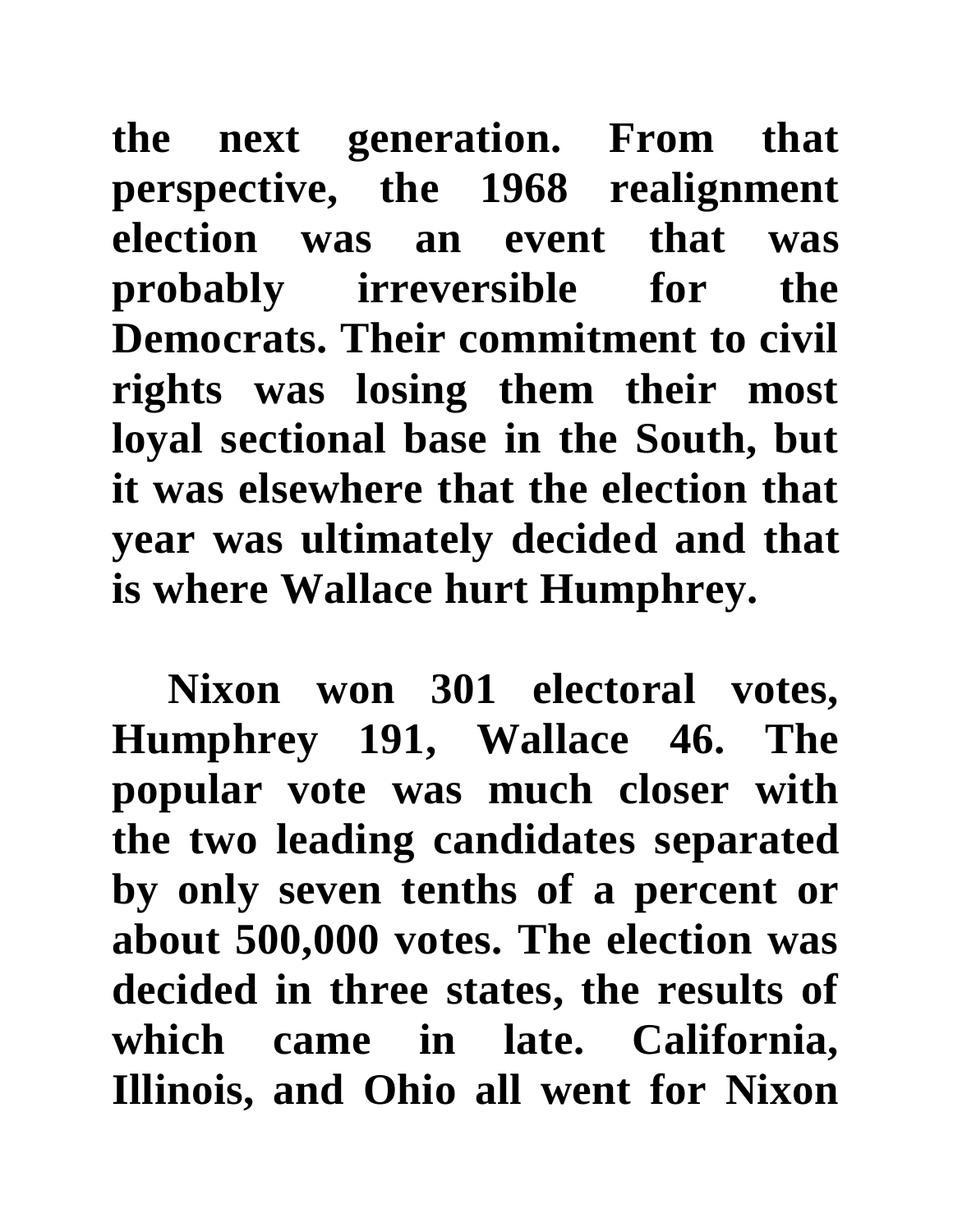**the next generation. From that perspective, the 1968 realignment election was an event that was probably irreversible for the Democrats. Their commitment to civil rights was losing them their most loyal sectional base in the South, but it was elsewhere that the election that year was ultimately decided and that is where Wallace hurt Humphrey.**

**Nixon won 301 electoral votes, Humphrey 191, Wallace 46. The popular vote was much closer with the two leading candidates separated by only seven tenths of a percent or about 500,000 votes. The election was decided in three states, the results of which came in late. California, Illinois, and Ohio all went for Nixon**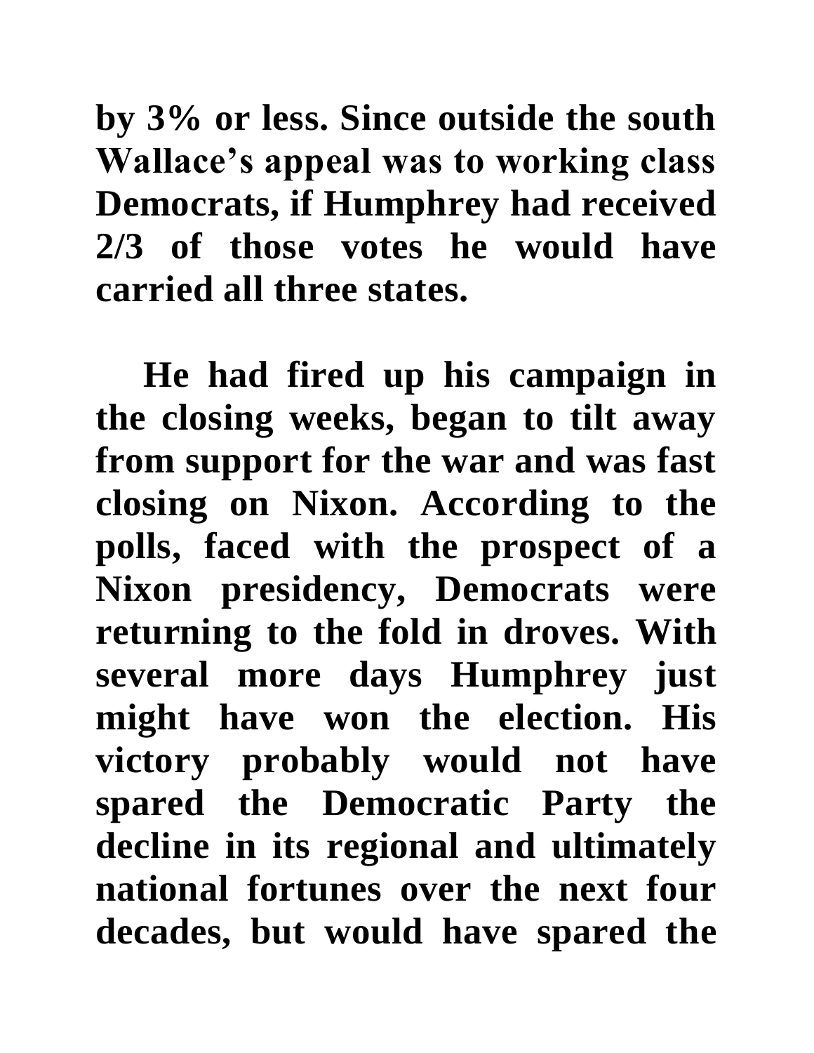by 3% or less. Since outside the south Wallace's appeal was to working class Democrats, if Humphrey had received 2/3 of those votes he would have carried all three states.

He had fired up his campaign in the closing weeks, began to tilt away from support for the war and was fast closing on Nixon. According to the polls, faced with the prospect of a Nixon presidency, Democrats were returning to the fold in droves. With several more days Humphrey just might have won the election. His victory probably would not have spared the Democratic Party the decline in its regional and ultimately national fortunes over the next four decades, but would have spared the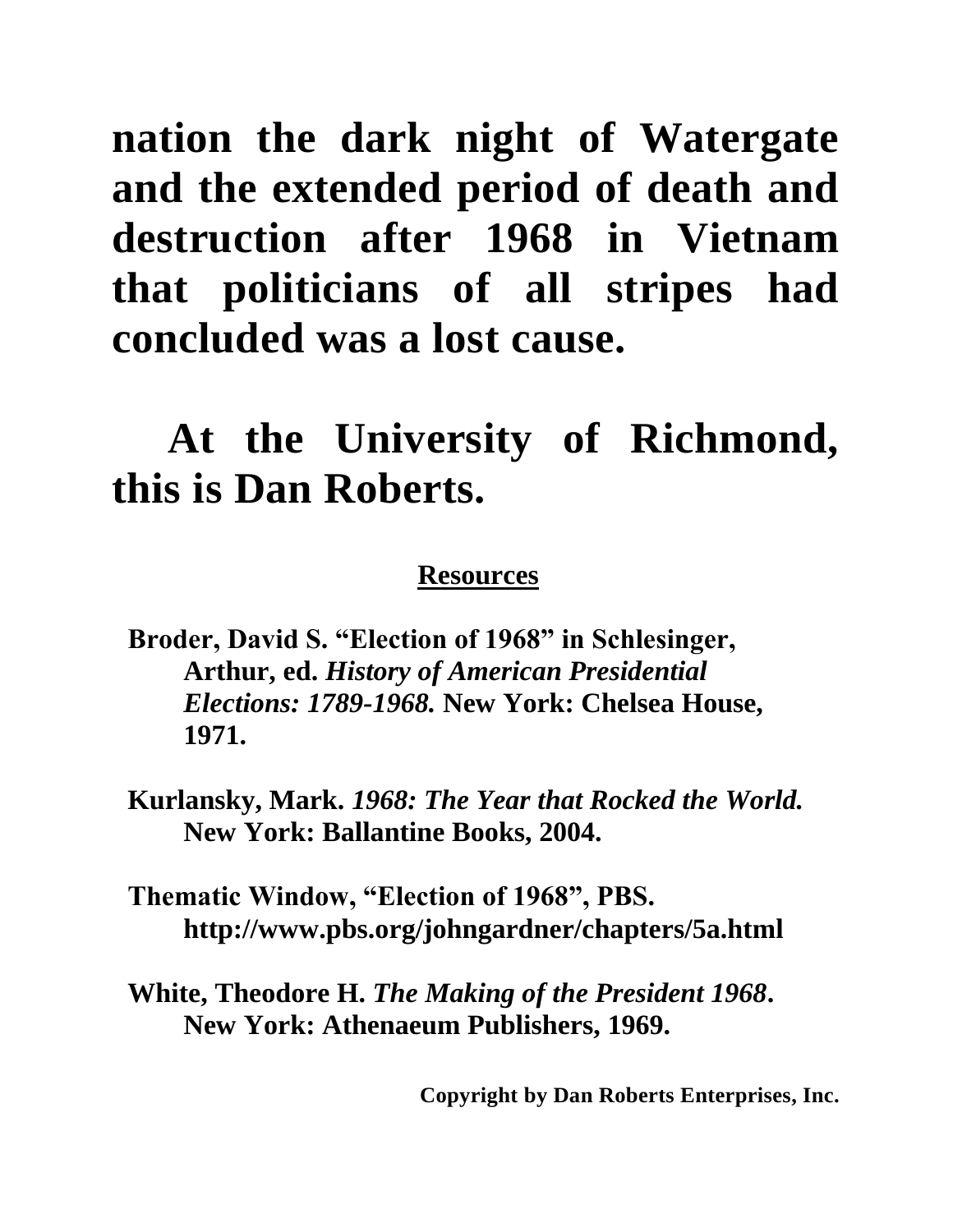**nation the dark night of Watergate and the extended period of death and destruction after 1968 in Vietnam that politicians of all stripes had concluded was a lost cause.**

**At the University of Richmond, this is Dan Roberts.**

## Resources

**Broder, David S. "Election of 1968" in Schlesinger, Arthur, ed. *History of American Presidential Elections: 1789-1968.* New York: Chelsea House, 1971.**

**Kurlansky, Mark. *1968: The Year that Rocked the World.* New York: Ballantine Books, 2004.**

**Thematic Window, "Election of 1968", PBS. http://www.pbs.org/johngardner/chapters/5a.html**

**White, Theodore H. *The Making of the President 1968*. New York: Athenaeum Publishers, 1969.**

**Copyright by Dan Roberts Enterprises, Inc.**